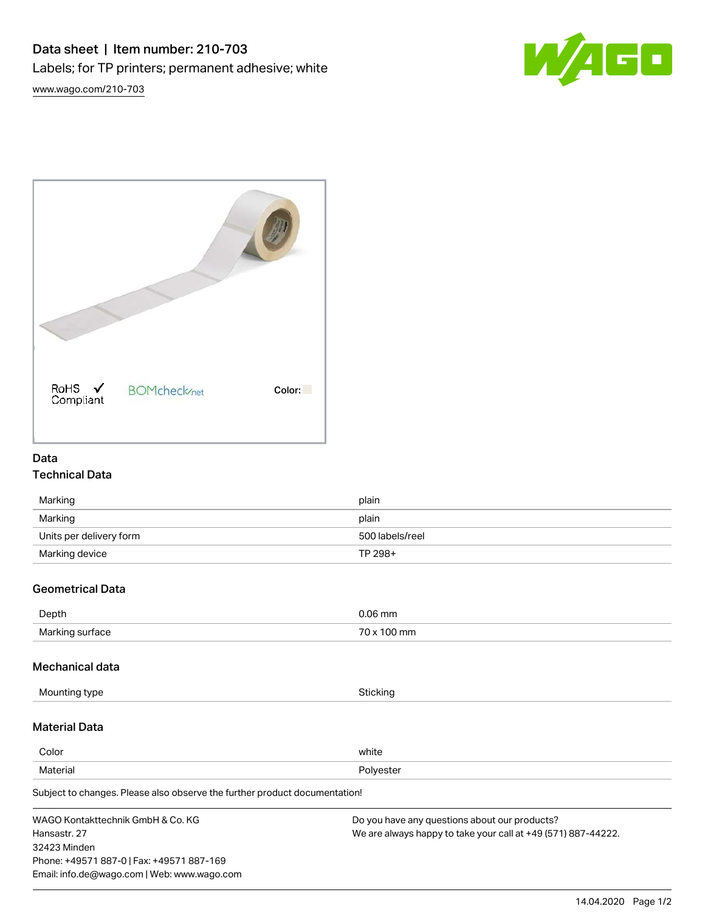# Data sheet | Item number: 210-703

Labels; for TP printers; permanent adhesive; white

www.wago.com/210-703

RoHS Compliant BOMcheck.net Color:

## Data

### Technical Data

| | |
|---|---|
| Marking | plain |
| Marking | plain |
| Units per delivery form | 500 labels/reel |
| Marking device | TP 298+ |

### Geometrical Data

| | |
|---|---|
| Depth | 0.06 mm |
| Marking surface | 70 x 100 mm |

### Mechanical data

| | |
|---|---|
| Mounting type | Sticking |

### Material Data

| | |
|---|---|
| Color | white |
| Material | Polyester |

Subject to changes. Please also observe the further product documentation!

WAGO Kontakttechnik GmbH & Co. KG
Hansastr. 27
32423 Minden
Phone: +49571 887-0 | Fax: +49571 887-169
Email: info.de@wago.com | Web: www.wago.com

Do you have any questions about our products?
We are always happy to take your call at +49 (571) 887-44222.

14.04.2020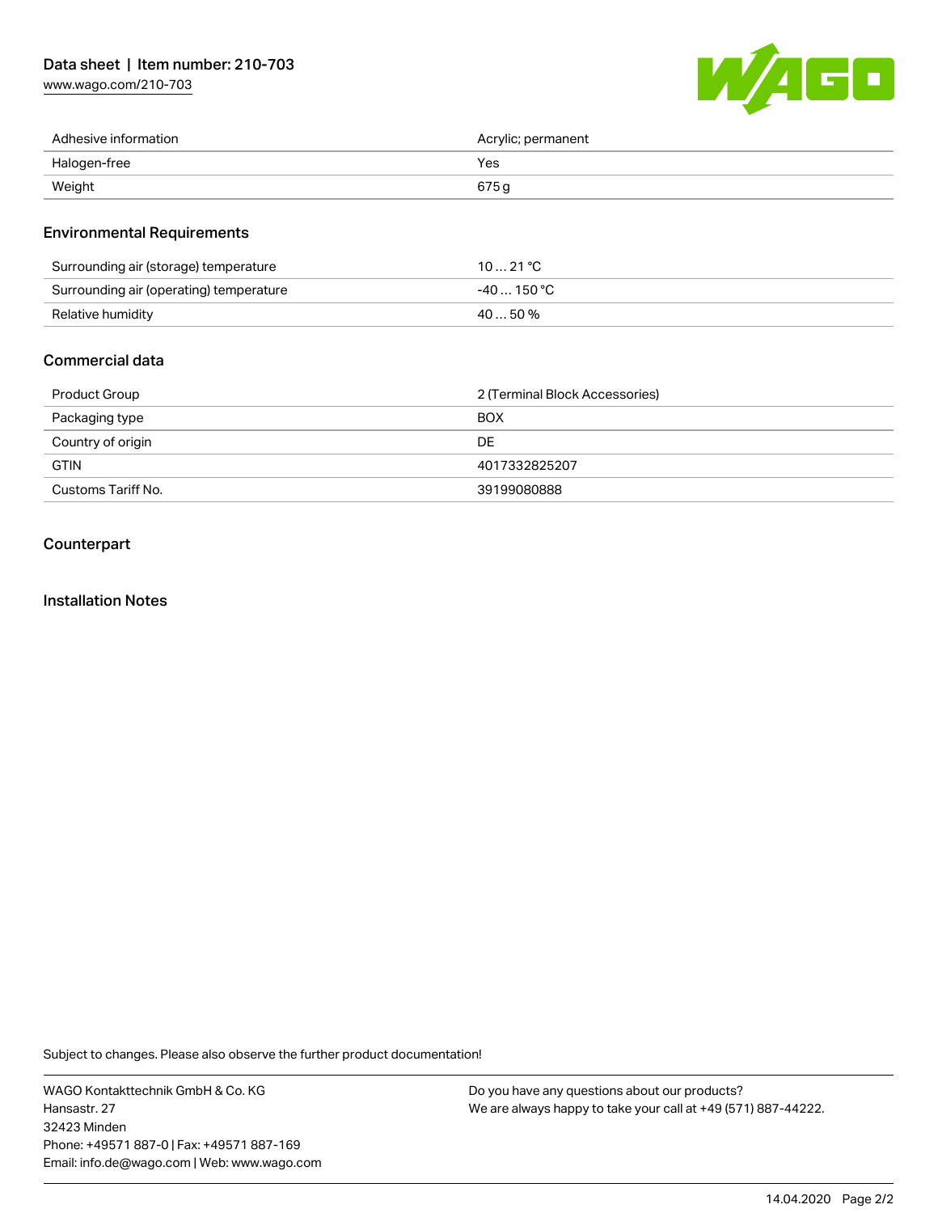| | |
|---|---|
| Adhesive information | Acrylic; permanent |
| Halogen-free | Yes |
| Weight | 675 g |

## Environmental Requirements

| | |
|---|---|
| Surrounding air (storage) temperature | 10 … 21 °C |
| Surrounding air (operating) temperature | -40 … 150 °C |
| Relative humidity | 40 … 50 % |

## Commercial data

| | |
|---|---|
| Product Group | 2 (Terminal Block Accessories) |
| Packaging type | BOX |
| Country of origin | DE |
| GTIN | 4017332825207 |
| Customs Tariff No. | 39199080888 |

## Counterpart

## Installation Notes

Subject to changes. Please also observe the further product documentation!

WAGO Kontakttechnik GmbH & Co. KG
Hansastr. 27
32423 Minden
Phone: +49571 887-0 | Fax: +49571 887-169
Email: info.de@wago.com | Web: www.wago.com

Do you have any questions about our products?
We are always happy to take your call at +49 (571) 887-44222.